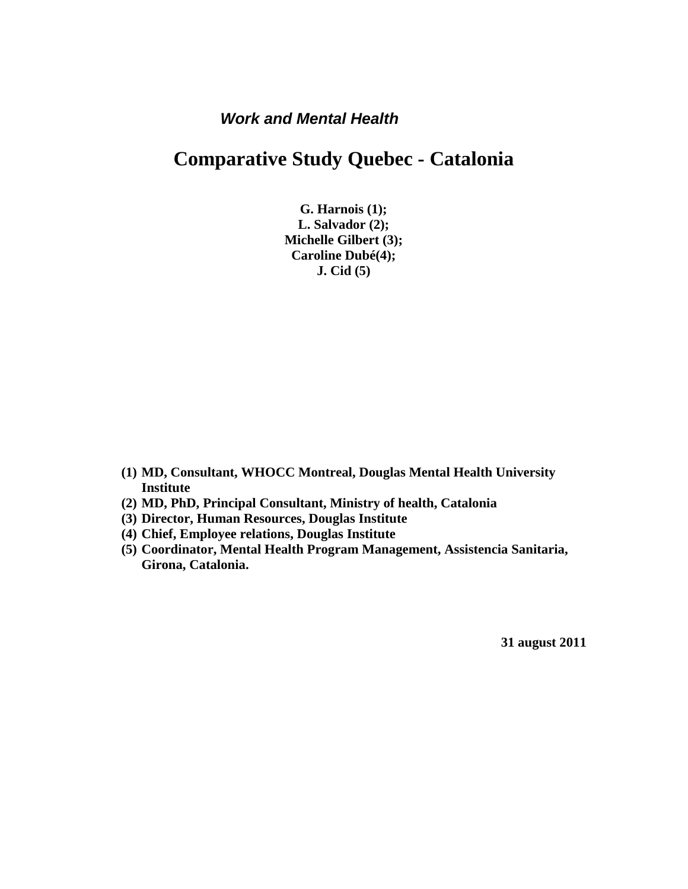***Work and Mental Health***

# Comparative Study Quebec - Catalonia

**G. Harnois (1);**
**L. Salvador (2);**
**Michelle Gilbert (3);**
**Caroline Dubé(4);**
**J. Cid (5)**

1. **MD, Consultant, WHOCC Montreal, Douglas Mental Health University Institute**
2. **MD, PhD, Principal Consultant, Ministry of health, Catalonia**
3. **Director, Human Resources, Douglas Institute**
4. **Chief, Employee relations, Douglas Institute**
5. **Coordinator, Mental Health Program Management, Assistencia Sanitaria, Girona, Catalonia.**

**31 august 2011**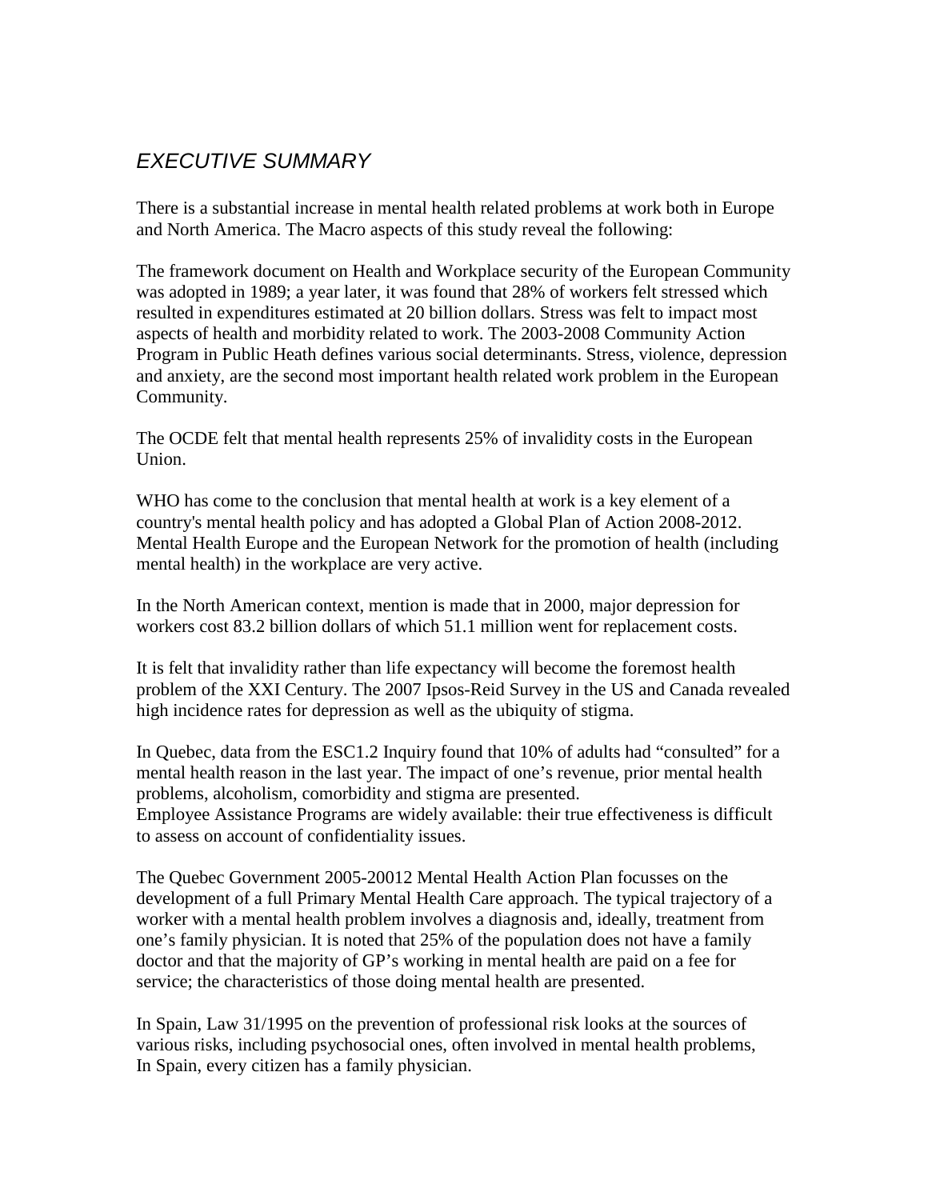# *EXECUTIVE SUMMARY*

There is a substantial increase in mental health related problems at work both in Europe and North America. The Macro aspects of this study reveal the following:

The framework document on Health and Workplace security of the European Community was adopted in 1989; a year later, it was found that 28% of workers felt stressed which resulted in expenditures estimated at 20 billion dollars. Stress was felt to impact most aspects of health and morbidity related to work. The 2003-2008 Community Action Program in Public Heath defines various social determinants. Stress, violence, depression and anxiety, are the second most important health related work problem in the European Community.

The OCDE felt that mental health represents 25% of invalidity costs in the European Union.

WHO has come to the conclusion that mental health at work is a key element of a country's mental health policy and has adopted a Global Plan of Action 2008-2012. Mental Health Europe and the European Network for the promotion of health (including mental health) in the workplace are very active.

In the North American context, mention is made that in 2000, major depression for workers cost 83.2 billion dollars of which 51.1 million went for replacement costs.

It is felt that invalidity rather than life expectancy will become the foremost health problem of the XXI Century. The 2007 Ipsos-Reid Survey in the US and Canada revealed high incidence rates for depression as well as the ubiquity of stigma.

In Quebec, data from the ESC1.2 Inquiry found that 10% of adults had "consulted" for a mental health reason in the last year. The impact of one's revenue, prior mental health problems, alcoholism, comorbidity and stigma are presented.
Employee Assistance Programs are widely available: their true effectiveness is difficult to assess on account of confidentiality issues.

The Quebec Government 2005-20012 Mental Health Action Plan focusses on the development of a full Primary Mental Health Care approach. The typical trajectory of a worker with a mental health problem involves a diagnosis and, ideally, treatment from one's family physician. It is noted that 25% of the population does not have a family doctor and that the majority of GP's working in mental health are paid on a fee for service; the characteristics of those doing mental health are presented.

In Spain, Law 31/1995 on the prevention of professional risk looks at the sources of various risks, including psychosocial ones, often involved in mental health problems,
In Spain, every citizen has a family physician.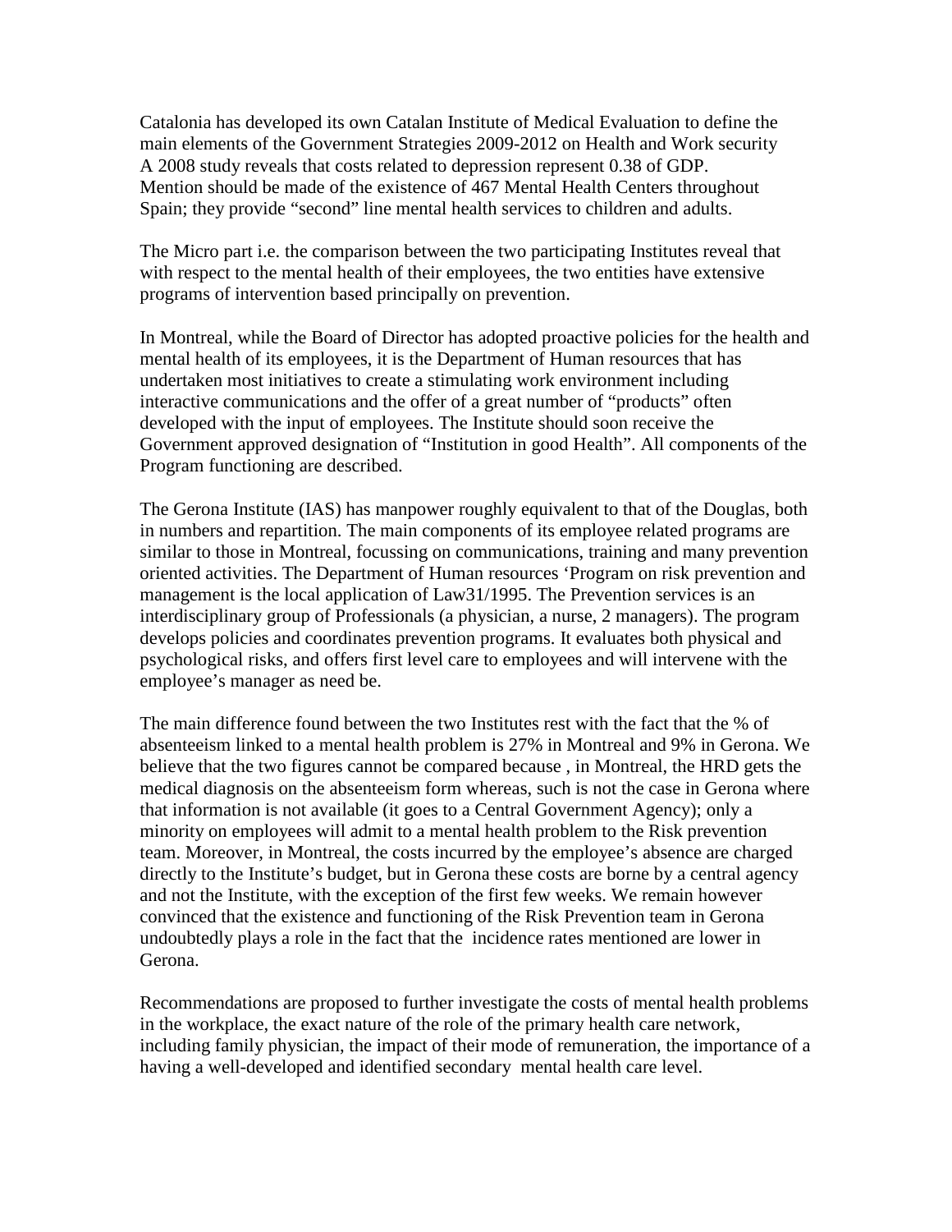Catalonia has developed its own Catalan Institute of Medical Evaluation to define the main elements of the Government Strategies 2009-2012 on Health and Work security
A 2008 study reveals that costs related to depression represent 0.38 of GDP.
Mention should be made of the existence of 467 Mental Health Centers throughout Spain; they provide "second" line mental health services to children and adults.

The Micro part i.e. the comparison between the two participating Institutes reveal that with respect to the mental health of their employees, the two entities have extensive programs of intervention based principally on prevention.

In Montreal, while the Board of Director has adopted proactive policies for the health and mental health of its employees, it is the Department of Human resources that has undertaken most initiatives to create a stimulating work environment including interactive communications and the offer of a great number of "products" often developed with the input of employees. The Institute should soon receive the Government approved designation of "Institution in good Health". All components of the Program functioning are described.

The Gerona Institute (IAS) has manpower roughly equivalent to that of the Douglas, both in numbers and repartition. The main components of its employee related programs are similar to those in Montreal, focussing on communications, training and many prevention oriented activities. The Department of Human resources 'Program on risk prevention and management is the local application of Law31/1995. The Prevention services is an interdisciplinary group of Professionals (a physician, a nurse, 2 managers). The program develops policies and coordinates prevention programs. It evaluates both physical and psychological risks, and offers first level care to employees and will intervene with the employee's manager as need be.

The main difference found between the two Institutes rest with the fact that the % of absenteeism linked to a mental health problem is 27% in Montreal and 9% in Gerona. We believe that the two figures cannot be compared because , in Montreal, the HRD gets the medical diagnosis on the absenteeism form whereas, such is not the case in Gerona where that information is not available (it goes to a Central Government Agency); only a minority on employees will admit to a mental health problem to the Risk prevention team. Moreover, in Montreal, the costs incurred by the employee's absence are charged directly to the Institute's budget, but in Gerona these costs are borne by a central agency and not the Institute, with the exception of the first few weeks. We remain however convinced that the existence and functioning of the Risk Prevention team in Gerona undoubtedly plays a role in the fact that the incidence rates mentioned are lower in Gerona.

Recommendations are proposed to further investigate the costs of mental health problems in the workplace, the exact nature of the role of the primary health care network, including family physician, the impact of their mode of remuneration, the importance of a having a well-developed and identified secondary mental health care level.